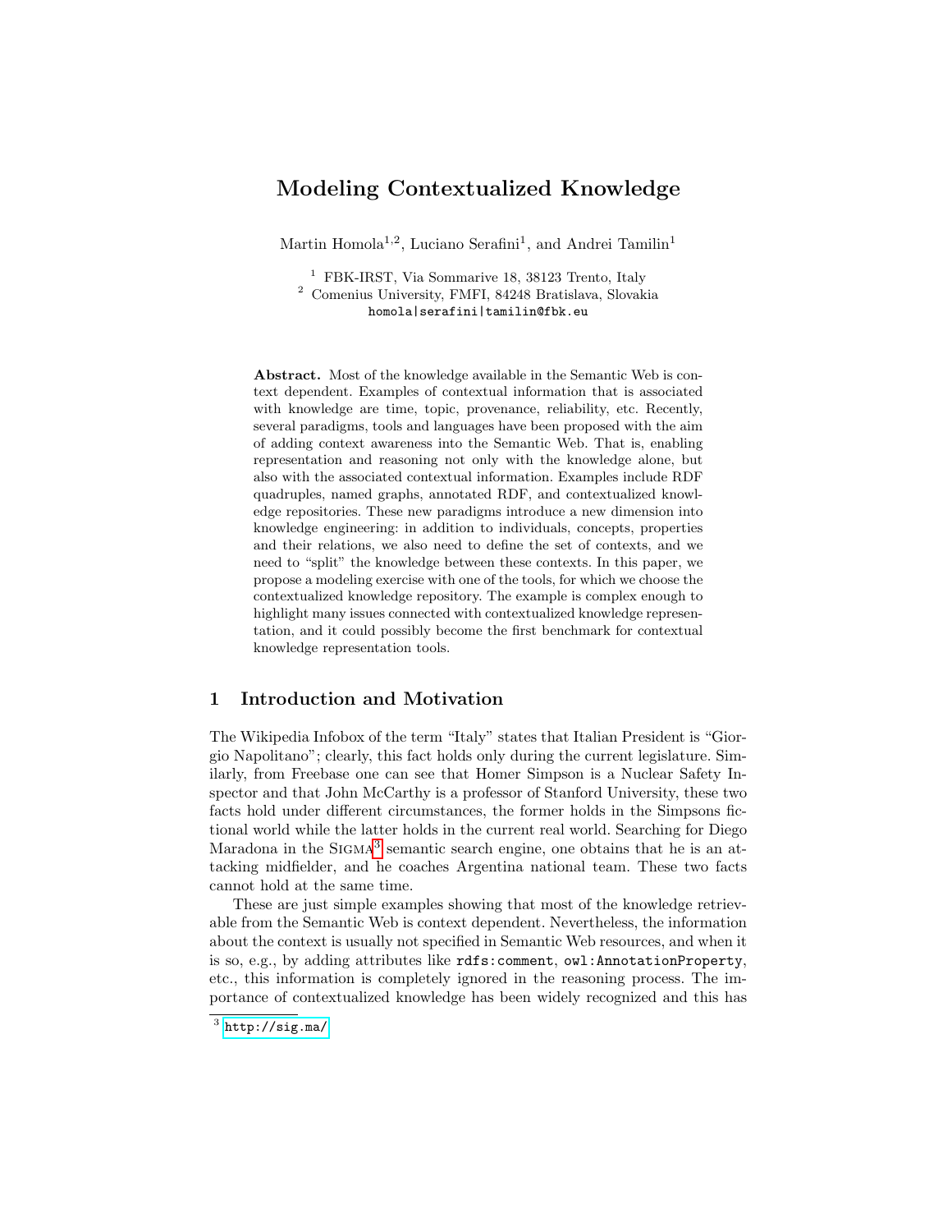# Modeling Contextualized Knowledge

Martin Homola[1,2], Luciano Serafini[1], and Andrei Tamilin[1]

[1] FBK-IRST, Via Sommarive 18, 38123 Trento, Italy
[2] Comenius University, FMFI, 84248 Bratislava, Slovakia
`homola|serafini|tamilin@fbk.eu`

**Abstract.** Most of the knowledge available in the Semantic Web is context dependent. Examples of contextual information that is associated with knowledge are time, topic, provenance, reliability, etc. Recently, several paradigms, tools and languages have been proposed with the aim of adding context awareness into the Semantic Web. That is, enabling representation and reasoning not only with the knowledge alone, but also with the associated contextual information. Examples include RDF quadruples, named graphs, annotated RDF, and contextualized knowledge repositories. These new paradigms introduce a new dimension into knowledge engineering: in addition to individuals, concepts, properties and their relations, we also need to define the set of contexts, and we need to "split" the knowledge between these contexts. In this paper, we propose a modeling exercise with one of the tools, for which we choose the contextualized knowledge repository. The example is complex enough to highlight many issues connected with contextualized knowledge representation, and it could possibly become the first benchmark for contextual knowledge representation tools.

## 1 Introduction and Motivation

The Wikipedia Infobox of the term "Italy" states that Italian President is "Giorgio Napolitano"; clearly, this fact holds only during the current legislature. Similarly, from Freebase one can see that Homer Simpson is a Nuclear Safety Inspector and that John McCarthy is a professor of Stanford University, these two facts hold under different circumstances, the former holds in the Simpsons fictional world while the latter holds in the current real world. Searching for Diego Maradona in the SIGMA[3] semantic search engine, one obtains that he is an attacking midfielder, and he coaches Argentina national team. These two facts cannot hold at the same time.

These are just simple examples showing that most of the knowledge retrievable from the Semantic Web is context dependent. Nevertheless, the information about the context is usually not specified in Semantic Web resources, and when it is so, e.g., by adding attributes like `rdfs:comment`, `owl:AnnotationProperty`, etc., this information is completely ignored in the reasoning process. The importance of contextualized knowledge has been widely recognized and this has

[3] http://sig.ma/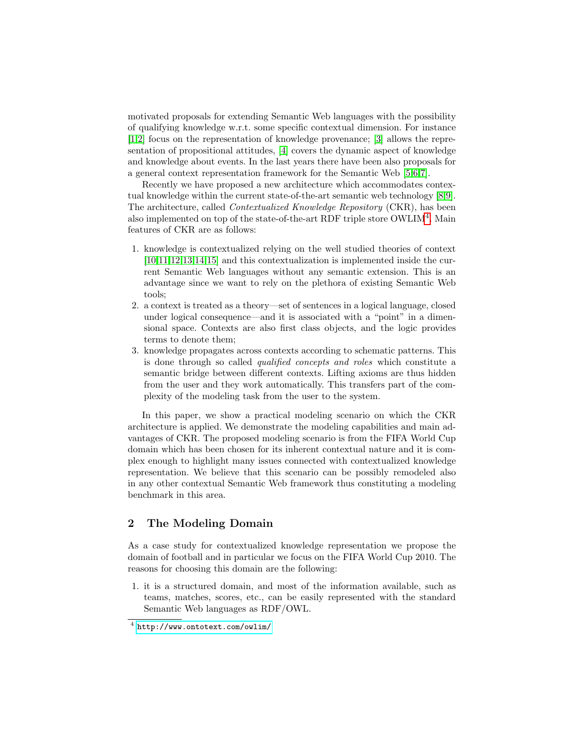motivated proposals for extending Semantic Web languages with the possibility of qualifying knowledge w.r.t. some specific contextual dimension. For instance [1,2] focus on the representation of knowledge provenance; [3] allows the representation of propositional attitudes, [4] covers the dynamic aspect of knowledge and knowledge about events. In the last years there have been also proposals for a general context representation framework for the Semantic Web [5,6,7].

Recently we have proposed a new architecture which accommodates contextual knowledge within the current state-of-the-art semantic web technology [8,9]. The architecture, called *Contextualized Knowledge Repository* (CKR), has been also implemented on top of the state-of-the-art RDF triple store OWLIM[4]. Main features of CKR are as follows:

1. knowledge is contextualized relying on the well studied theories of context [10,11,12,13,14,15] and this contextualization is implemented inside the current Semantic Web languages without any semantic extension. This is an advantage since we want to rely on the plethora of existing Semantic Web tools;
2. a context is treated as a theory—set of sentences in a logical language, closed under logical consequence—and it is associated with a "point" in a dimensional space. Contexts are also first class objects, and the logic provides terms to denote them;
3. knowledge propagates across contexts according to schematic patterns. This is done through so called *qualified concepts and roles* which constitute a semantic bridge between different contexts. Lifting axioms are thus hidden from the user and they work automatically. This transfers part of the complexity of the modeling task from the user to the system.

In this paper, we show a practical modeling scenario on which the CKR architecture is applied. We demonstrate the modeling capabilities and main advantages of CKR. The proposed modeling scenario is from the FIFA World Cup domain which has been chosen for its inherent contextual nature and it is complex enough to highlight many issues connected with contextualized knowledge representation. We believe that this scenario can be possibly remodeled also in any other contextual Semantic Web framework thus constituting a modeling benchmark in this area.

## 2 The Modeling Domain

As a case study for contextualized knowledge representation we propose the domain of football and in particular we focus on the FIFA World Cup 2010. The reasons for choosing this domain are the following:

1. it is a structured domain, and most of the information available, such as teams, matches, scores, etc., can be easily represented with the standard Semantic Web languages as RDF/OWL.

[4] http://www.ontotext.com/owlim/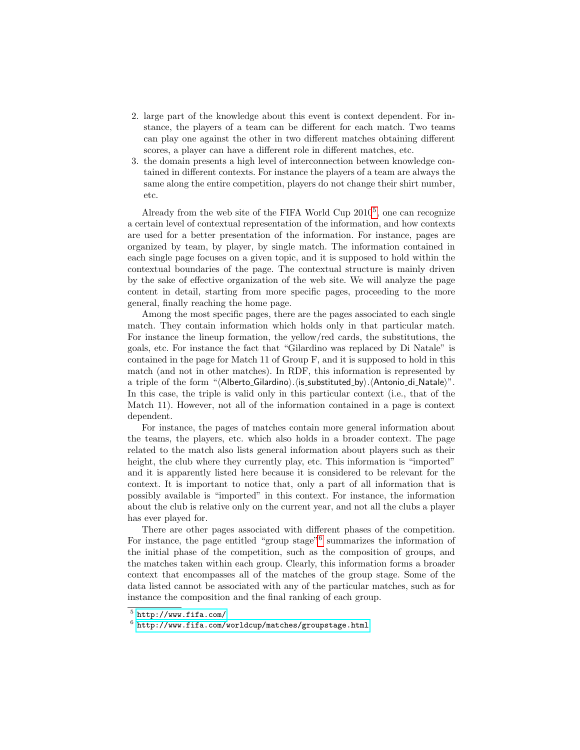2. large part of the knowledge about this event is context dependent. For instance, the players of a team can be different for each match. Two teams can play one against the other in two different matches obtaining different scores, a player can have a different role in different matches, etc.
3. the domain presents a high level of interconnection between knowledge contained in different contexts. For instance the players of a team are always the same along the entire competition, players do not change their shirt number, etc.

Already from the web site of the FIFA World Cup 2010[5], one can recognize a certain level of contextual representation of the information, and how contexts are used for a better presentation of the information. For instance, pages are organized by team, by player, by single match. The information contained in each single page focuses on a given topic, and it is supposed to hold within the contextual boundaries of the page. The contextual structure is mainly driven by the sake of effective organization of the web site. We will analyze the page content in detail, starting from more specific pages, proceeding to the more general, finally reaching the home page.

Among the most specific pages, there are the pages associated to each single match. They contain information which holds only in that particular match. For instance the lineup formation, the yellow/red cards, the substitutions, the goals, etc. For instance the fact that "Gilardino was replaced by Di Natale" is contained in the page for Match 11 of Group F, and it is supposed to hold in this match (and not in other matches). In RDF, this information is represented by a triple of the form "⟨Alberto_Gilardino⟩.⟨is_substituted_by⟩.⟨Antonio_di_Natale⟩". In this case, the triple is valid only in this particular context (i.e., that of the Match 11). However, not all of the information contained in a page is context dependent.

For instance, the pages of matches contain more general information about the teams, the players, etc. which also holds in a broader context. The page related to the match also lists general information about players such as their height, the club where they currently play, etc. This information is "imported" and it is apparently listed here because it is considered to be relevant for the context. It is important to notice that, only a part of all information that is possibly available is "imported" in this context. For instance, the information about the club is relative only on the current year, and not all the clubs a player has ever played for.

There are other pages associated with different phases of the competition. For instance, the page entitled "group stage"[6] summarizes the information of the initial phase of the competition, such as the composition of groups, and the matches taken within each group. Clearly, this information forms a broader context that encompasses all of the matches of the group stage. Some of the data listed cannot be associated with any of the particular matches, such as for instance the composition and the final ranking of each group.

---

[5] http://www.fifa.com/

[6] http://www.fifa.com/worldcup/matches/groupstage.html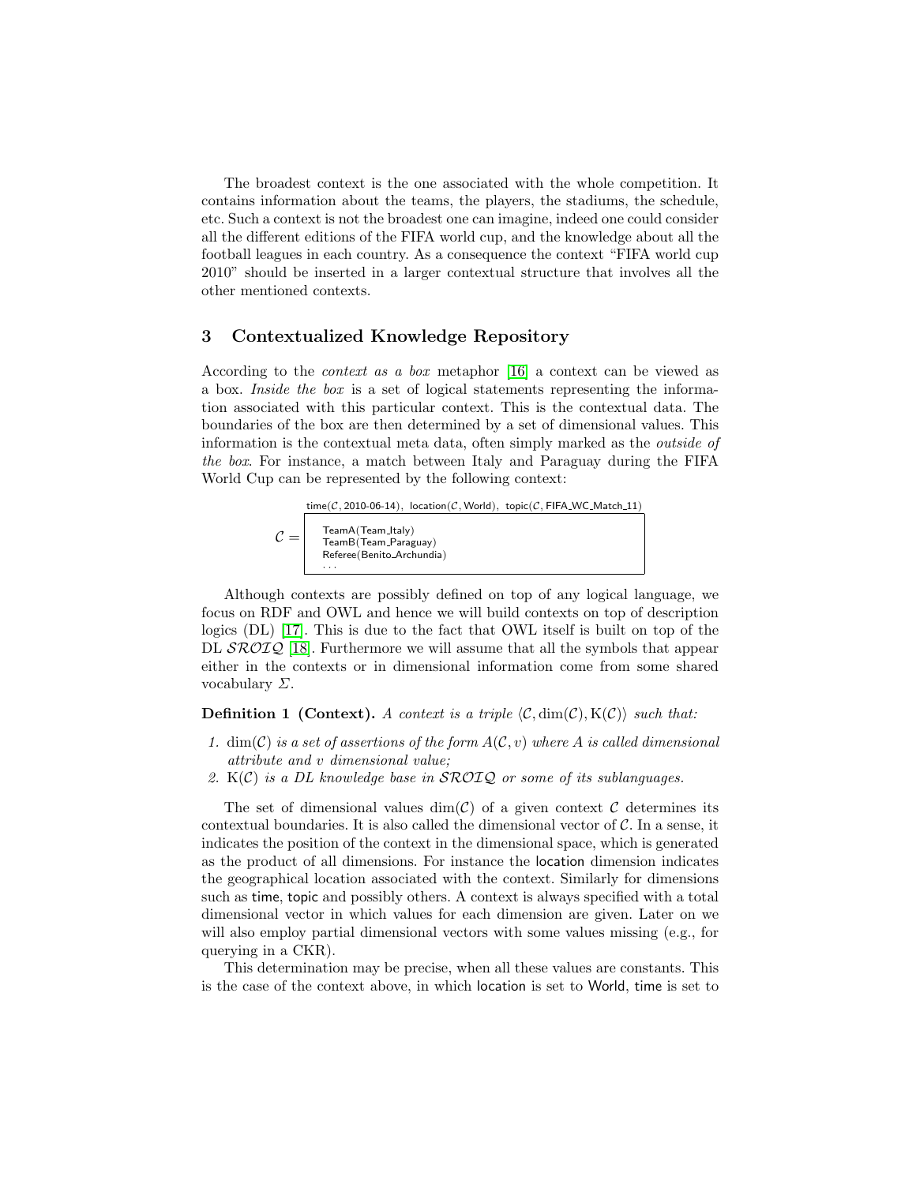The broadest context is the one associated with the whole competition. It contains information about the teams, the players, the stadiums, the schedule, etc. Such a context is not the broadest one can imagine, indeed one could consider all the different editions of the FIFA world cup, and the knowledge about all the football leagues in each country. As a consequence the context "FIFA world cup 2010" should be inserted in a larger contextual structure that involves all the other mentioned contexts.

## 3 Contextualized Knowledge Repository

According to the *context as a box* metaphor [16] a context can be viewed as a box. *Inside the box* is a set of logical statements representing the information associated with this particular context. This is the contextual data. The boundaries of the box are then determined by a set of dimensional values. This information is the contextual meta data, often simply marked as the *outside of the box*. For instance, a match between Italy and Paraguay during the FIFA World Cup can be represented by the following context:

$$\mathcal{C} = \begin{array}{|l|} \hline \multicolumn{1}{l}{\mathsf{time}(\mathcal{C}, \text{2010-06-14}),\ \mathsf{location}(\mathcal{C}, \mathsf{World}),\ \mathsf{topic}(\mathcal{C}, \mathsf{FIFA\_WC\_Match\_11})} \\ \hline \mathsf{TeamA}(\mathsf{Team\_Italy}) \\ \mathsf{TeamB}(\mathsf{Team\_Paraguay}) \\ \mathsf{Referee}(\mathsf{Benito\_Archundia}) \\ \ldots \\ \hline \end{array}$$

Although contexts are possibly defined on top of any logical language, we focus on RDF and OWL and hence we will build contexts on top of description logics (DL) [17]. This is due to the fact that OWL itself is built on top of the DL $\mathcal{SROIQ}$ [18]. Furthermore we will assume that all the symbols that appear either in the contexts or in dimensional information come from some shared vocabulary $\Sigma$.

**Definition 1 (Context).** *A context is a triple* $\langle \mathcal{C}, \dim(\mathcal{C}), \mathrm{K}(\mathcal{C}) \rangle$ *such that:*

1. $\dim(\mathcal{C})$ *is a set of assertions of the form* $A(\mathcal{C}, v)$ *where* $A$ *is called dimensional attribute and* $v$ *dimensional value;*
2. $\mathrm{K}(\mathcal{C})$ *is a DL knowledge base in* $\mathcal{SROIQ}$ *or some of its sublanguages.*

The set of dimensional values $\dim(\mathcal{C})$ of a given context $\mathcal{C}$ determines its contextual boundaries. It is also called the dimensional vector of $\mathcal{C}$. In a sense, it indicates the position of the context in the dimensional space, which is generated as the product of all dimensions. For instance the location dimension indicates the geographical location associated with the context. Similarly for dimensions such as time, topic and possibly others. A context is always specified with a total dimensional vector in which values for each dimension are given. Later on we will also employ partial dimensional vectors with some values missing (e.g., for querying in a CKR).

This determination may be precise, when all these values are constants. This is the case of the context above, in which location is set to World, time is set to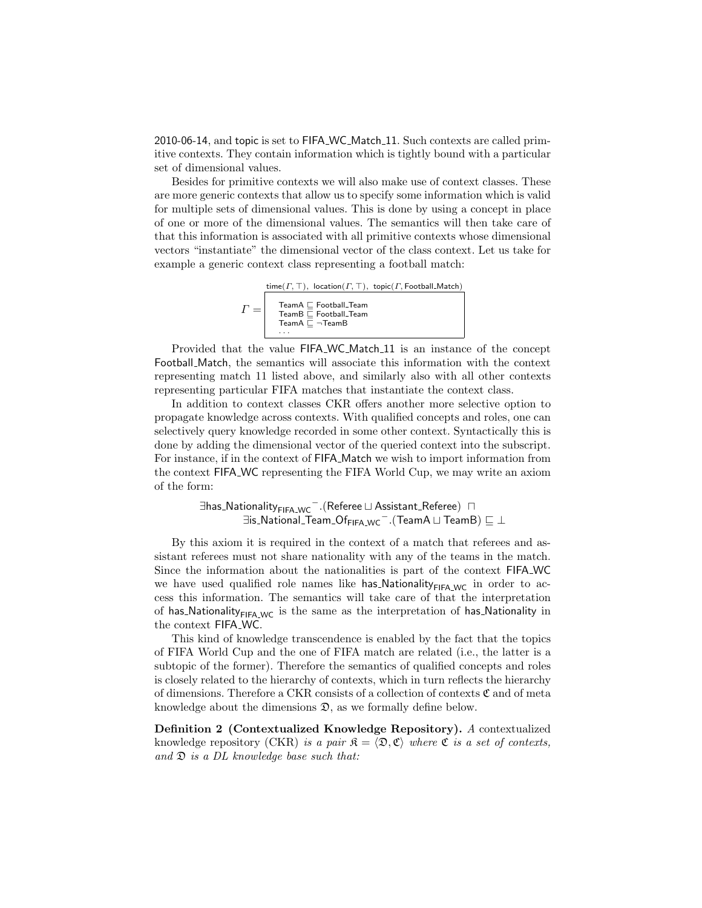2010-06-14, and topic is set to FIFA_WC_Match_11. Such contexts are called primitive contexts. They contain information which is tightly bound with a particular set of dimensional values.

Besides for primitive contexts we will also make use of context classes. These are more generic contexts that allow us to specify some information which is valid for multiple sets of dimensional values. This is done by using a concept in place of one or more of the dimensional values. The semantics will then take care of that this information is associated with all primitive contexts whose dimensional vectors "instantiate" the dimensional vector of the class context. Let us take for example a generic context class representing a football match:

$$\Gamma = \boxed{\begin{array}{l} \text{time}(\Gamma, \top),\ \text{location}(\Gamma, \top),\ \text{topic}(\Gamma, \text{Football\_Match}) \\ \hline \text{TeamA} \sqsubseteq \text{Football\_Team} \\ \text{TeamB} \sqsubseteq \text{Football\_Team} \\ \text{TeamA} \sqsubseteq \neg\text{TeamB} \\ \cdots \end{array}}$$

Provided that the value FIFA_WC_Match_11 is an instance of the concept Football_Match, the semantics will associate this information with the context representing match 11 listed above, and similarly also with all other contexts representing particular FIFA matches that instantiate the context class.

In addition to context classes CKR offers another more selective option to propagate knowledge across contexts. With qualified concepts and roles, one can selectively query knowledge recorded in some other context. Syntactically this is done by adding the dimensional vector of the queried context into the subscript. For instance, if in the context of FIFA_Match we wish to import information from the context FIFA_WC representing the FIFA World Cup, we may write an axiom of the form:

$$\exists \text{has\_Nationality}_{\text{FIFA\_WC}}{}^{-}.(\text{Referee} \sqcup \text{Assistant\_Referee}) \ \sqcap \\ \exists \text{is\_National\_Team\_Of}_{\text{FIFA\_WC}}{}^{-}.(\text{TeamA} \sqcup \text{TeamB}) \sqsubseteq \bot$$

By this axiom it is required in the context of a match that referees and assistant referees must not share nationality with any of the teams in the match. Since the information about the nationalities is part of the context FIFA_WC we have used qualified role names like $\text{has\_Nationality}_{\text{FIFA\_WC}}$ in order to access this information. The semantics will take care of that the interpretation of $\text{has\_Nationality}_{\text{FIFA\_WC}}$ is the same as the interpretation of has_Nationality in the context FIFA_WC.

This kind of knowledge transcendence is enabled by the fact that the topics of FIFA World Cup and the one of FIFA match are related (i.e., the latter is a subtopic of the former). Therefore the semantics of qualified concepts and roles is closely related to the hierarchy of contexts, which in turn reflects the hierarchy of dimensions. Therefore a CKR consists of a collection of contexts $\mathfrak{C}$ and of meta knowledge about the dimensions $\mathfrak{D}$, as we formally define below.

**Definition 2 (Contextualized Knowledge Repository).** *A* contextualized knowledge repository (CKR) *is a pair $\mathfrak{K} = \langle \mathfrak{D}, \mathfrak{C} \rangle$ where $\mathfrak{C}$ is a set of contexts, and $\mathfrak{D}$ is a DL knowledge base such that:*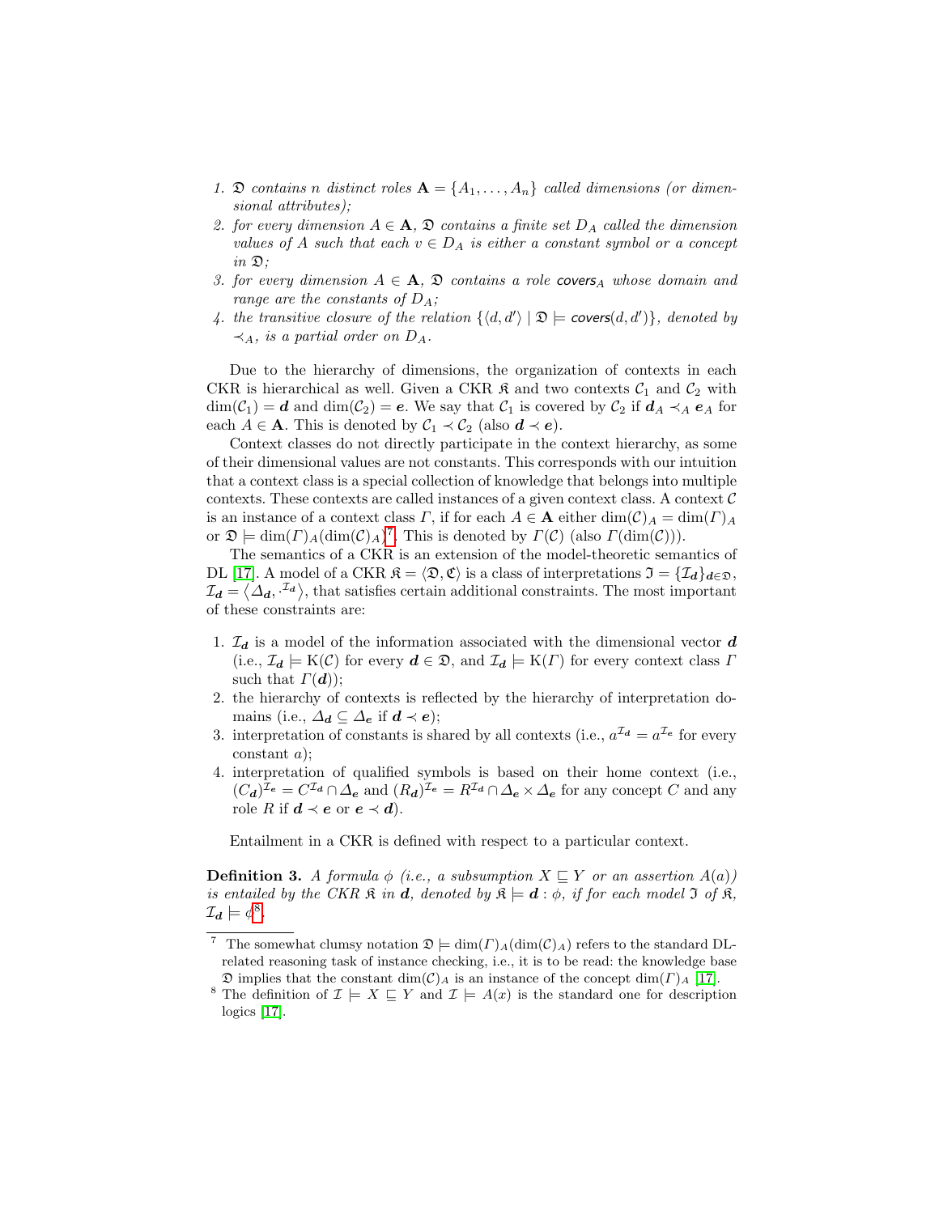1. *$\mathfrak{D}$ contains $n$ distinct roles $\mathbf{A} = \{A_1, \ldots, A_n\}$ called dimensions (or dimensional attributes);*
2. *for every dimension $A \in \mathbf{A}$, $\mathfrak{D}$ contains a finite set $D_A$ called the dimension values of $A$ such that each $v \in D_A$ is either a constant symbol or a concept in $\mathfrak{D}$;*
3. *for every dimension $A \in \mathbf{A}$, $\mathfrak{D}$ contains a role $\mathsf{covers}_A$ whose domain and range are the constants of $D_A$;*
4. *the transitive closure of the relation $\{\langle d, d' \rangle \mid \mathfrak{D} \models \mathsf{covers}(d, d')\}$, denoted by $\prec_A$, is a partial order on $D_A$.*

Due to the hierarchy of dimensions, the organization of contexts in each CKR is hierarchical as well. Given a CKR $\mathfrak{K}$ and two contexts $\mathcal{C}_1$ and $\mathcal{C}_2$ with $\dim(\mathcal{C}_1) = \boldsymbol{d}$ and $\dim(\mathcal{C}_2) = \boldsymbol{e}$. We say that $\mathcal{C}_1$ is covered by $\mathcal{C}_2$ if $\boldsymbol{d}_A \prec_A \boldsymbol{e}_A$ for each $A \in \mathbf{A}$. This is denoted by $\mathcal{C}_1 \prec \mathcal{C}_2$ (also $\boldsymbol{d} \prec \boldsymbol{e}$).

Context classes do not directly participate in the context hierarchy, as some of their dimensional values are not constants. This corresponds with our intuition that a context class is a special collection of knowledge that belongs into multiple contexts. These contexts are called instances of a given context class. A context $\mathcal{C}$ is an instance of a context class $\Gamma$, if for each $A \in \mathbf{A}$ either $\dim(\mathcal{C})_A = \dim(\Gamma)_A$ or $\mathfrak{D} \models \dim(\Gamma)_A(\dim(\mathcal{C})_A)$[7]. This is denoted by $\Gamma(\mathcal{C})$ (also $\Gamma(\dim(\mathcal{C}))$).

The semantics of a CKR is an extension of the model-theoretic semantics of DL [17]. A model of a CKR $\mathfrak{K} = \langle \mathfrak{D}, \mathfrak{C} \rangle$ is a class of interpretations $\mathfrak{I} = \{\mathcal{I}_{\boldsymbol{d}}\}_{\boldsymbol{d} \in \mathfrak{D}}$, $\mathcal{I}_{\boldsymbol{d}} = \langle \Delta_{\boldsymbol{d}}, \cdot^{\mathcal{I}_{\boldsymbol{d}}} \rangle$, that satisfies certain additional constraints. The most important of these constraints are:

1. $\mathcal{I}_{\boldsymbol{d}}$ is a model of the information associated with the dimensional vector $\boldsymbol{d}$ (i.e., $\mathcal{I}_{\boldsymbol{d}} \models \mathrm{K}(\mathcal{C})$ for every $\boldsymbol{d} \in \mathfrak{D}$, and $\mathcal{I}_{\boldsymbol{d}} \models \mathrm{K}(\Gamma)$ for every context class $\Gamma$ such that $\Gamma(\boldsymbol{d})$);
2. the hierarchy of contexts is reflected by the hierarchy of interpretation domains (i.e., $\Delta_{\boldsymbol{d}} \subseteq \Delta_{\boldsymbol{e}}$ if $\boldsymbol{d} \prec \boldsymbol{e}$);
3. interpretation of constants is shared by all contexts (i.e., $a^{\mathcal{I}_{\boldsymbol{d}}} = a^{\mathcal{I}_{\boldsymbol{e}}}$ for every constant $a$);
4. interpretation of qualified symbols is based on their home context (i.e., $(C_{\boldsymbol{d}})^{\mathcal{I}_{\boldsymbol{e}}} = C^{\mathcal{I}_{\boldsymbol{d}}} \cap \Delta_{\boldsymbol{e}}$ and $(R_{\boldsymbol{d}})^{\mathcal{I}_{\boldsymbol{e}}} = R^{\mathcal{I}_{\boldsymbol{d}}} \cap \Delta_{\boldsymbol{e}} \times \Delta_{\boldsymbol{e}}$ for any concept $C$ and any role $R$ if $\boldsymbol{d} \prec \boldsymbol{e}$ or $\boldsymbol{e} \prec \boldsymbol{d}$).

Entailment in a CKR is defined with respect to a particular context.

**Definition 3.** *A formula $\phi$ (i.e., a subsumption $X \sqsubseteq Y$ or an assertion $A(a)$) is entailed by the CKR $\mathfrak{K}$ in $\boldsymbol{d}$, denoted by $\mathfrak{K} \models \boldsymbol{d} : \phi$, if for each model $\mathfrak{I}$ of $\mathfrak{K}$, $\mathcal{I}_{\boldsymbol{d}} \models \phi$*[8]*.*

---

[7] The somewhat clumsy notation $\mathfrak{D} \models \dim(\Gamma)_A(\dim(\mathcal{C})_A)$ refers to the standard DL-related reasoning task of instance checking, i.e., it is to be read: the knowledge base $\mathfrak{D}$ implies that the constant $\dim(\mathcal{C})_A$ is an instance of the concept $\dim(\Gamma)_A$ [17].

[8] The definition of $\mathcal{I} \models X \sqsubseteq Y$ and $\mathcal{I} \models A(x)$ is the standard one for description logics [17].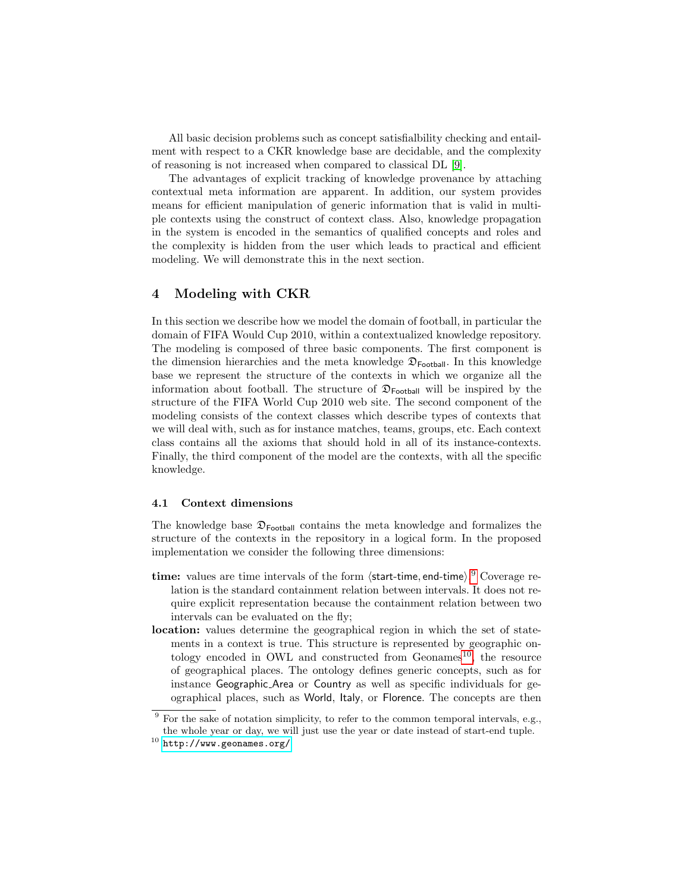All basic decision problems such as concept satisfialbility checking and entailment with respect to a CKR knowledge base are decidable, and the complexity of reasoning is not increased when compared to classical DL [9].

The advantages of explicit tracking of knowledge provenance by attaching contextual meta information are apparent. In addition, our system provides means for efficient manipulation of generic information that is valid in multiple contexts using the construct of context class. Also, knowledge propagation in the system is encoded in the semantics of qualified concepts and roles and the complexity is hidden from the user which leads to practical and efficient modeling. We will demonstrate this in the next section.

## 4 Modeling with CKR

In this section we describe how we model the domain of football, in particular the domain of FIFA Would Cup 2010, within a contextualized knowledge repository. The modeling is composed of three basic components. The first component is the dimension hierarchies and the meta knowledge $\mathfrak{D}_{\mathsf{Football}}$. In this knowledge base we represent the structure of the contexts in which we organize all the information about football. The structure of $\mathfrak{D}_{\mathsf{Football}}$ will be inspired by the structure of the FIFA World Cup 2010 web site. The second component of the modeling consists of the context classes which describe types of contexts that we will deal with, such as for instance matches, teams, groups, etc. Each context class contains all the axioms that should hold in all of its instance-contexts. Finally, the third component of the model are the contexts, with all the specific knowledge.

### 4.1 Context dimensions

The knowledge base $\mathfrak{D}_{\mathsf{Football}}$ contains the meta knowledge and formalizes the structure of the contexts in the repository in a logical form. In the proposed implementation we consider the following three dimensions:

**time:** values are time intervals of the form $\langle \mathsf{start\text{-}time}, \mathsf{end\text{-}time} \rangle$.[9] Coverage relation is the standard containment relation between intervals. It does not require explicit representation because the containment relation between two intervals can be evaluated on the fly;

**location:** values determine the geographical region in which the set of statements in a context is true. This structure is represented by geographic ontology encoded in OWL and constructed from Geonames[10], the resource of geographical places. The ontology defines generic concepts, such as for instance Geographic_Area or Country as well as specific individuals for geographical places, such as World, Italy, or Florence. The concepts are then

[9] For the sake of notation simplicity, to refer to the common temporal intervals, e.g., the whole year or day, we will just use the year or date instead of start-end tuple.

[10] http://www.geonames.org/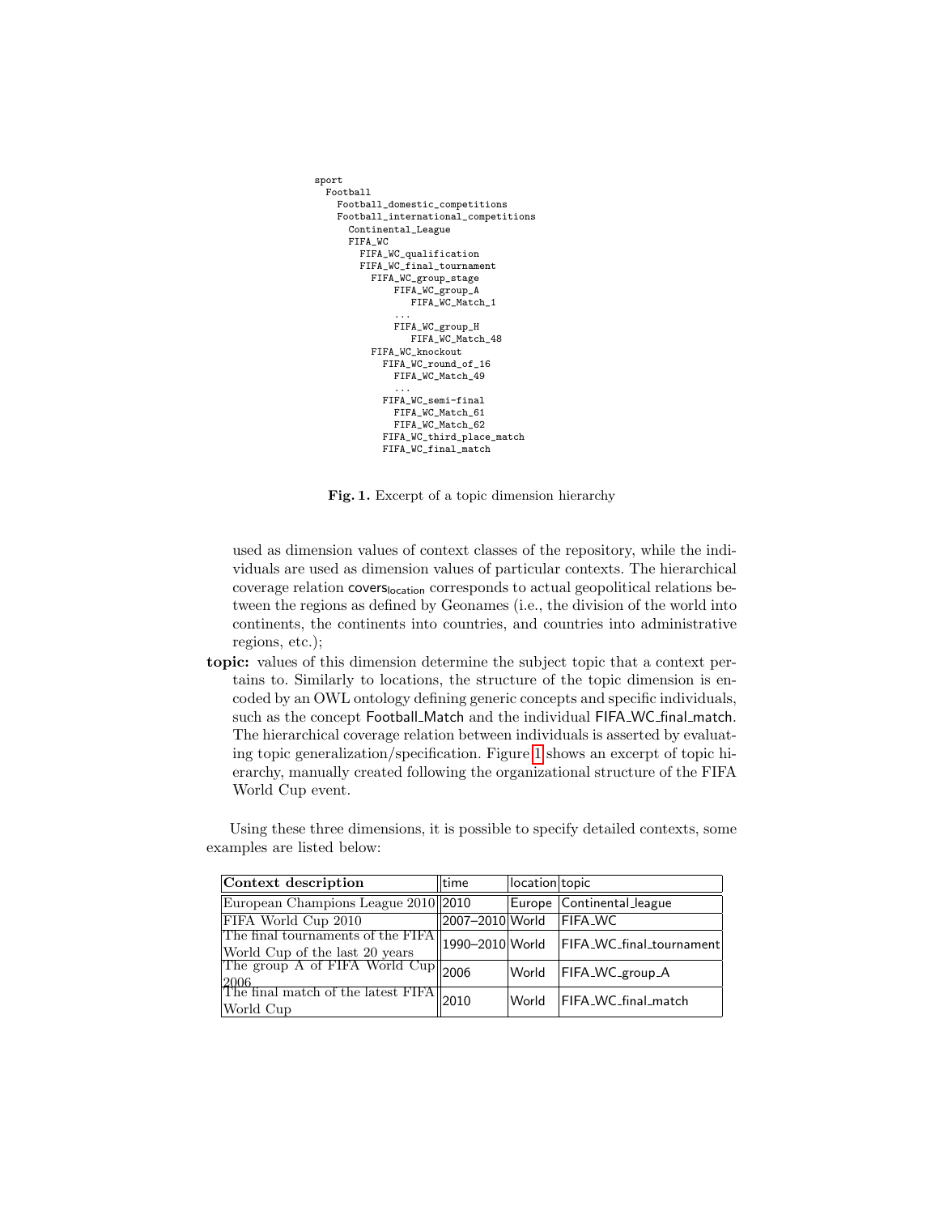```
sport
  Football
    Football_domestic_competitions
    Football_international_competitions
      Continental_League
      FIFA_WC
        FIFA_WC_qualification
        FIFA_WC_final_tournament
          FIFA_WC_group_stage
              FIFA_WC_group_A
                 FIFA_WC_Match_1
              ...
              FIFA_WC_group_H
                 FIFA_WC_Match_48
          FIFA_WC_knockout
            FIFA_WC_round_of_16
              FIFA_WC_Match_49
              ...
            FIFA_WC_semi-final
              FIFA_WC_Match_61
              FIFA_WC_Match_62
            FIFA_WC_third_place_match
            FIFA_WC_final_match
```

**Fig. 1.** Excerpt of a topic dimension hierarchy

used as dimension values of context classes of the repository, while the individuals are used as dimension values of particular contexts. The hierarchical coverage relation $\mathsf{covers}_{\mathsf{location}}$ corresponds to actual geopolitical relations between the regions as defined by Geonames (i.e., the division of the world into continents, the continents into countries, and countries into administrative regions, etc.);

**topic:** values of this dimension determine the subject topic that a context pertains to. Similarly to locations, the structure of the topic dimension is encoded by an OWL ontology defining generic concepts and specific individuals, such as the concept Football_Match and the individual FIFA_WC_final_match. The hierarchical coverage relation between individuals is asserted by evaluating topic generalization/specification. Figure 1 shows an excerpt of topic hierarchy, manually created following the organizational structure of the FIFA World Cup event.

Using these three dimensions, it is possible to specify detailed contexts, some examples are listed below:

| Context description | time | location | topic |
|---|---|---|---|
| European Champions League 2010 | 2010 | Europe | Continental_league |
| FIFA World Cup 2010 | 2007–2010 | World | FIFA_WC |
| The final tournaments of the FIFA World Cup of the last 20 years | 1990–2010 | World | FIFA_WC_final_tournament |
| The group A of FIFA World Cup 2006 | 2006 | World | FIFA_WC_group_A |
| The final match of the latest FIFA World Cup | 2010 | World | FIFA_WC_final_match |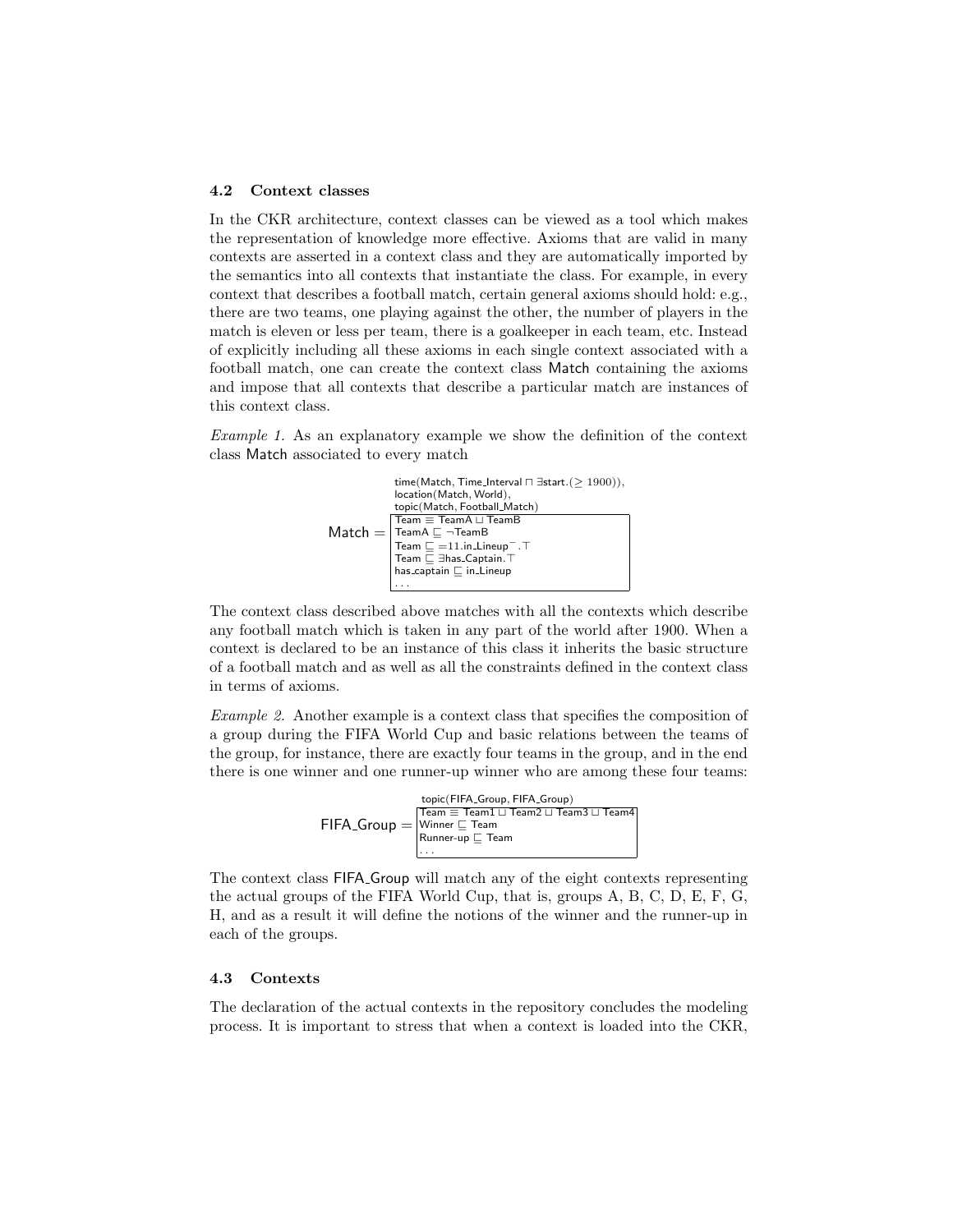### 4.2 Context classes

In the CKR architecture, context classes can be viewed as a tool which makes the representation of knowledge more effective. Axioms that are valid in many contexts are asserted in a context class and they are automatically imported by the semantics into all contexts that instantiate the class. For example, in every context that describes a football match, certain general axioms should hold: e.g., there are two teams, one playing against the other, the number of players in the match is eleven or less per team, there is a goalkeeper in each team, etc. Instead of explicitly including all these axioms in each single context associated with a football match, one can create the context class Match containing the axioms and impose that all contexts that describe a particular match are instances of this context class.

*Example 1.* As an explanatory example we show the definition of the context class Match associated to every match

$$
\mathsf{Match} = \begin{array}{l}
\mathsf{time}(\mathsf{Match}, \mathsf{Time\_Interval} \sqcap \exists \mathsf{start}.(\geq 1900)),\\
\mathsf{location}(\mathsf{Match}, \mathsf{World}),\\
\mathsf{topic}(\mathsf{Match}, \mathsf{Football\_Match})\\
\hline
\mathsf{Team} \equiv \mathsf{TeamA} \sqcup \mathsf{TeamB}\\
\mathsf{TeamA} \sqsubseteq \neg \mathsf{TeamB}\\
\mathsf{Team} \sqsubseteq {=}11.\mathsf{in\_Lineup}^{-}.\top\\
\mathsf{Team} \sqsubseteq \exists \mathsf{has\_Captain}.\top\\
\mathsf{has\_captain} \sqsubseteq \mathsf{in\_Lineup}\\
\ldots
\end{array}
$$

The context class described above matches with all the contexts which describe any football match which is taken in any part of the world after 1900. When a context is declared to be an instance of this class it inherits the basic structure of a football match and as well as all the constraints defined in the context class in terms of axioms.

*Example 2.* Another example is a context class that specifies the composition of a group during the FIFA World Cup and basic relations between the teams of the group, for instance, there are exactly four teams in the group, and in the end there is one winner and one runner-up winner who are among these four teams:

$$
\mathsf{FIFA\_Group} = \begin{array}{l}
\mathsf{topic}(\mathsf{FIFA\_Group}, \mathsf{FIFA\_Group})\\
\hline
\mathsf{Team} \equiv \mathsf{Team1} \sqcup \mathsf{Team2} \sqcup \mathsf{Team3} \sqcup \mathsf{Team4}\\
\mathsf{Winner} \sqsubseteq \mathsf{Team}\\
\mathsf{Runner\text{-}up} \sqsubseteq \mathsf{Team}\\
\ldots
\end{array}
$$

The context class FIFA_Group will match any of the eight contexts representing the actual groups of the FIFA World Cup, that is, groups A, B, C, D, E, F, G, H, and as a result it will define the notions of the winner and the runner-up in each of the groups.

### 4.3 Contexts

The declaration of the actual contexts in the repository concludes the modeling process. It is important to stress that when a context is loaded into the CKR,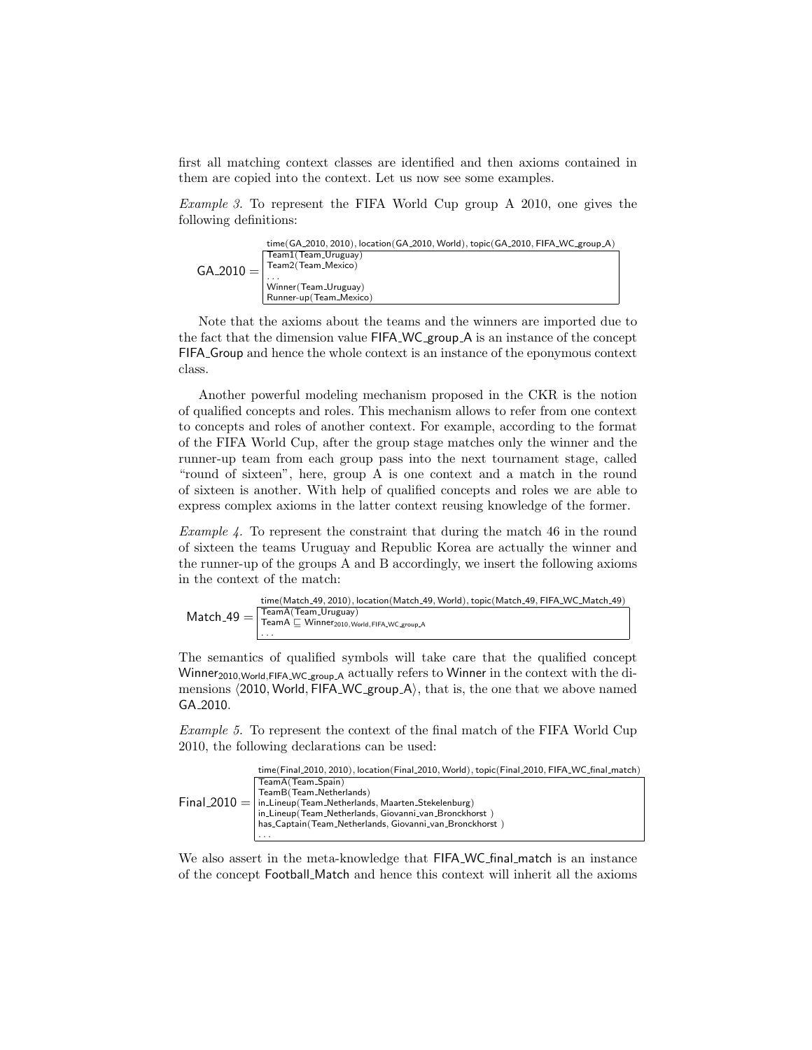first all matching context classes are identified and then axioms contained in them are copied into the context. Let us now see some examples.

*Example 3.* To represent the FIFA World Cup group A 2010, one gives the following definitions:

time(GA_2010, 2010), location(GA_2010, World), topic(GA_2010, FIFA_WC_group_A)

```
GA_2010 = | Team1(Team_Uruguay)
          | Team2(Team_Mexico)
          | ...
          | Winner(Team_Uruguay)
          | Runner-up(Team_Mexico)
```

Note that the axioms about the teams and the winners are imported due to the fact that the dimension value FIFA_WC_group_A is an instance of the concept FIFA_Group and hence the whole context is an instance of the eponymous context class.

Another powerful modeling mechanism proposed in the CKR is the notion of qualified concepts and roles. This mechanism allows to refer from one context to concepts and roles of another context. For example, according to the format of the FIFA World Cup, after the group stage matches only the winner and the runner-up team from each group pass into the next tournament stage, called "round of sixteen", here, group A is one context and a match in the round of sixteen is another. With help of qualified concepts and roles we are able to express complex axioms in the latter context reusing knowledge of the former.

*Example 4.* To represent the constraint that during the match 46 in the round of sixteen the teams Uruguay and Republic Korea are actually the winner and the runner-up of the groups A and B accordingly, we insert the following axioms in the context of the match:

time(Match_49, 2010), location(Match_49, World), topic(Match_49, FIFA_WC_Match_49)

Match_49 = 
- TeamA(Team_Uruguay)
- $\mathsf{TeamA} \sqsubseteq \mathsf{Winner}_{\mathsf{2010,World,FIFA\_WC\_group\_A}}$
- ...

The semantics of qualified symbols will take care that the qualified concept $\mathsf{Winner}_{\mathsf{2010,World,FIFA\_WC\_group\_A}}$ actually refers to Winner in the context with the dimensions $\langle \mathsf{2010, World, FIFA\_WC\_group\_A} \rangle$, that is, the one that we above named GA_2010.

*Example 5.* To represent the context of the final match of the FIFA World Cup 2010, the following declarations can be used:

time(Final_2010, 2010), location(Final_2010, World), topic(Final_2010, FIFA_WC_final_match)

```
Final_2010 = | TeamA(Team_Spain)
             | TeamB(Team_Netherlands)
             | in_Lineup(Team_Netherlands, Maarten_Stekelenburg)
             | in_Lineup(Team_Netherlands, Giovanni_van_Bronckhorst )
             | has_Captain(Team_Netherlands, Giovanni_van_Bronckhorst )
             | ...
```

We also assert in the meta-knowledge that FIFA_WC_final_match is an instance of the concept Football_Match and hence this context will inherit all the axioms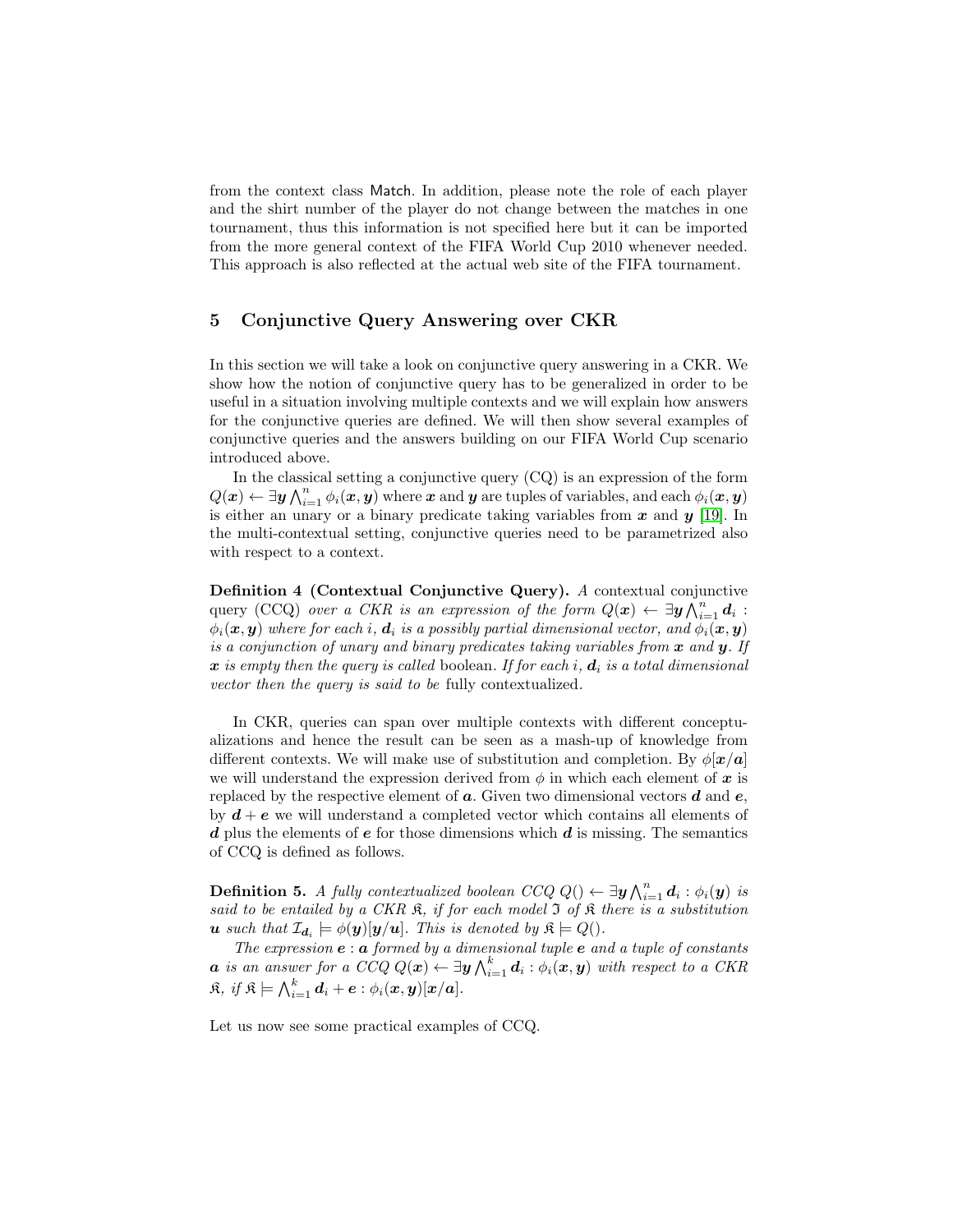from the context class Match. In addition, please note the role of each player and the shirt number of the player do not change between the matches in one tournament, thus this information is not specified here but it can be imported from the more general context of the FIFA World Cup 2010 whenever needed. This approach is also reflected at the actual web site of the FIFA tournament.

## 5 Conjunctive Query Answering over CKR

In this section we will take a look on conjunctive query answering in a CKR. We show how the notion of conjunctive query has to be generalized in order to be useful in a situation involving multiple contexts and we will explain how answers for the conjunctive queries are defined. We will then show several examples of conjunctive queries and the answers building on our FIFA World Cup scenario introduced above.

In the classical setting a conjunctive query (CQ) is an expression of the form $Q(\boldsymbol{x}) \leftarrow \exists \boldsymbol{y} \bigwedge_{i=1}^{n} \phi_i(\boldsymbol{x}, \boldsymbol{y})$ where $\boldsymbol{x}$ and $\boldsymbol{y}$ are tuples of variables, and each $\phi_i(\boldsymbol{x}, \boldsymbol{y})$ is either an unary or a binary predicate taking variables from $\boldsymbol{x}$ and $\boldsymbol{y}$ [19]. In the multi-contextual setting, conjunctive queries need to be parametrized also with respect to a context.

**Definition 4 (Contextual Conjunctive Query).** *A* contextual conjunctive query (CCQ) *over a CKR is an expression of the form $Q(\boldsymbol{x}) \leftarrow \exists \boldsymbol{y} \bigwedge_{i=1}^{n} \boldsymbol{d}_i : \phi_i(\boldsymbol{x}, \boldsymbol{y})$ where for each $i$, $\boldsymbol{d}_i$ is a possibly partial dimensional vector, and $\phi_i(\boldsymbol{x}, \boldsymbol{y})$ is a conjunction of unary and binary predicates taking variables from $\boldsymbol{x}$ and $\boldsymbol{y}$. If $\boldsymbol{x}$ is empty then the query is called* boolean. *If for each $i$, $\boldsymbol{d}_i$ is a total dimensional vector then the query is said to be* fully contextualized.

In CKR, queries can span over multiple contexts with different conceptualizations and hence the result can be seen as a mash-up of knowledge from different contexts. We will make use of substitution and completion. By $\phi[\boldsymbol{x}/\boldsymbol{a}]$ we will understand the expression derived from $\phi$ in which each element of $\boldsymbol{x}$ is replaced by the respective element of $\boldsymbol{a}$. Given two dimensional vectors $\boldsymbol{d}$ and $\boldsymbol{e}$, by $\boldsymbol{d} + \boldsymbol{e}$ we will understand a completed vector which contains all elements of $\boldsymbol{d}$ plus the elements of $\boldsymbol{e}$ for those dimensions which $\boldsymbol{d}$ is missing. The semantics of CCQ is defined as follows.

**Definition 5.** *A fully contextualized boolean CCQ $Q() \leftarrow \exists \boldsymbol{y} \bigwedge_{i=1}^{n} \boldsymbol{d}_i : \phi_i(\boldsymbol{y})$ is said to be entailed by a CKR $\mathfrak{K}$, if for each model $\mathfrak{I}$ of $\mathfrak{K}$ there is a substitution $\boldsymbol{u}$ such that $\mathcal{I}_{\boldsymbol{d}_i} \models \phi(\boldsymbol{y})[\boldsymbol{y}/\boldsymbol{u}]$. This is denoted by $\mathfrak{K} \models Q()$.*

*The expression $\boldsymbol{e} : \boldsymbol{a}$ formed by a dimensional tuple $\boldsymbol{e}$ and a tuple of constants $\boldsymbol{a}$ is an answer for a CCQ $Q(\boldsymbol{x}) \leftarrow \exists \boldsymbol{y} \bigwedge_{i=1}^{k} \boldsymbol{d}_i : \phi_i(\boldsymbol{x}, \boldsymbol{y})$ with respect to a CKR $\mathfrak{K}$, if $\mathfrak{K} \models \bigwedge_{i=1}^{k} \boldsymbol{d}_i + \boldsymbol{e} : \phi_i(\boldsymbol{x}, \boldsymbol{y})[\boldsymbol{x}/\boldsymbol{a}]$.*

Let us now see some practical examples of CCQ.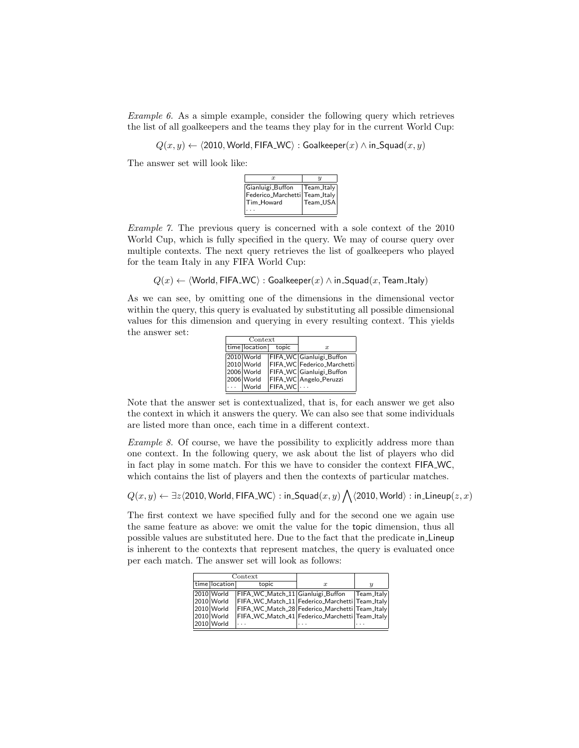*Example 6.* As a simple example, consider the following query which retrieves the list of all goalkeepers and the teams they play for in the current World Cup:

$$Q(x, y) \leftarrow \langle \mathsf{2010}, \mathsf{World}, \mathsf{FIFA\_WC} \rangle : \mathsf{Goalkeeper}(x) \wedge \mathsf{in\_Squad}(x, y)$$

The answer set will look like:

| $x$ | $y$ |
|---|---|
| Gianluigi_Buffon | Team_Italy |
| Federico_Marchetti | Team_Italy |
| Tim_Howard | Team_USA |
| ... | |

*Example 7.* The previous query is concerned with a sole context of the 2010 World Cup, which is fully specified in the query. We may of course query over multiple contexts. The next query retrieves the list of goalkeepers who played for the team Italy in any FIFA World Cup:

$$Q(x) \leftarrow \langle \mathsf{World}, \mathsf{FIFA\_WC} \rangle : \mathsf{Goalkeeper}(x) \wedge \mathsf{in\_Squad}(x, \mathsf{Team\_Italy})$$

As we can see, by omitting one of the dimensions in the dimensional vector within the query, this query is evaluated by substituting all possible dimensional values for this dimension and querying in every resulting context. This yields the answer set:

| Context | | | |
|---|---|---|---|
| time | location | topic | $x$ |
| 2010 | World | FIFA_WC | Gianluigi_Buffon |
| 2010 | World | FIFA_WC | Federico_Marchetti |
| 2006 | World | FIFA_WC | Gianluigi_Buffon |
| 2006 | World | FIFA_WC | Angelo_Peruzzi |
| ... | World | FIFA_WC | ... |

Note that the answer set is contextualized, that is, for each answer we get also the context in which it answers the query. We can also see that some individuals are listed more than once, each time in a different context.

*Example 8.* Of course, we have the possibility to explicitly address more than one context. In the following query, we ask about the list of players who did in fact play in some match. For this we have to consider the context FIFA_WC, which contains the list of players and then the contexts of particular matches.

$$Q(x, y) \leftarrow \exists z \langle \mathsf{2010}, \mathsf{World}, \mathsf{FIFA\_WC} \rangle : \mathsf{in\_Squad}(x, y) \bigwedge \langle \mathsf{2010}, \mathsf{World} \rangle : \mathsf{in\_Lineup}(z, x)$$

The first context we have specified fully and for the second one we again use the same feature as above: we omit the value for the topic dimension, thus all possible values are substituted here. Due to the fact that the predicate in_Lineup is inherent to the contexts that represent matches, the query is evaluated once per each match. The answer set will look as follows:

| Context | | | | |
|---|---|---|---|---|
| time | location | topic | $x$ | $y$ |
| 2010 | World | FIFA_WC_Match_11 | Gianluigi_Buffon | Team_Italy |
| 2010 | World | FIFA_WC_Match_11 | Federico_Marchetti | Team_Italy |
| 2010 | World | FIFA_WC_Match_28 | Federico_Marchetti | Team_Italy |
| 2010 | World | FIFA_WC_Match_41 | Federico_Marchetti | Team_Italy |
| 2010 | World | ... | ... | ... |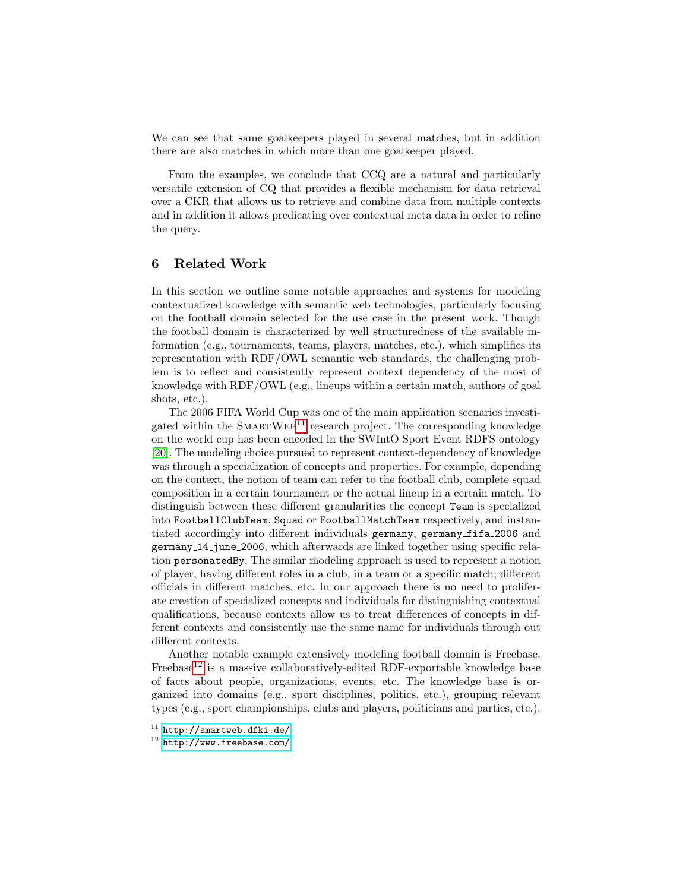We can see that same goalkeepers played in several matches, but in addition there are also matches in which more than one goalkeeper played.

From the examples, we conclude that CCQ are a natural and particularly versatile extension of CQ that provides a flexible mechanism for data retrieval over a CKR that allows us to retrieve and combine data from multiple contexts and in addition it allows predicating over contextual meta data in order to refine the query.

## 6 Related Work

In this section we outline some notable approaches and systems for modeling contextualized knowledge with semantic web technologies, particularly focusing on the football domain selected for the use case in the present work. Though the football domain is characterized by well structuredness of the available information (e.g., tournaments, teams, players, matches, etc.), which simplifies its representation with RDF/OWL semantic web standards, the challenging problem is to reflect and consistently represent context dependency of the most of knowledge with RDF/OWL (e.g., lineups within a certain match, authors of goal shots, etc.).

The 2006 FIFA World Cup was one of the main application scenarios investigated within the SmartWeb[11] research project. The corresponding knowledge on the world cup has been encoded in the SWIntO Sport Event RDFS ontology [20]. The modeling choice pursued to represent context-dependency of knowledge was through a specialization of concepts and properties. For example, depending on the context, the notion of team can refer to the football club, complete squad composition in a certain tournament or the actual lineup in a certain match. To distinguish between these different granularities the concept `Team` is specialized into `FootballClubTeam`, `Squad` or `FootballMatchTeam` respectively, and instantiated accordingly into different individuals `germany`, `germany_fifa_2006` and `germany_14_june_2006`, which afterwards are linked together using specific relation `personatedBy`. The similar modeling approach is used to represent a notion of player, having different roles in a club, in a team or a specific match; different officials in different matches, etc. In our approach there is no need to proliferate creation of specialized concepts and individuals for distinguishing contextual qualifications, because contexts allow us to treat differences of concepts in different contexts and consistently use the same name for individuals through out different contexts.

Another notable example extensively modeling football domain is Freebase. Freebase[12] is a massive collaboratively-edited RDF-exportable knowledge base of facts about people, organizations, events, etc. The knowledge base is organized into domains (e.g., sport disciplines, politics, etc.), grouping relevant types (e.g., sport championships, clubs and players, politicians and parties, etc.).

[11] http://smartweb.dfki.de/

[12] http://www.freebase.com/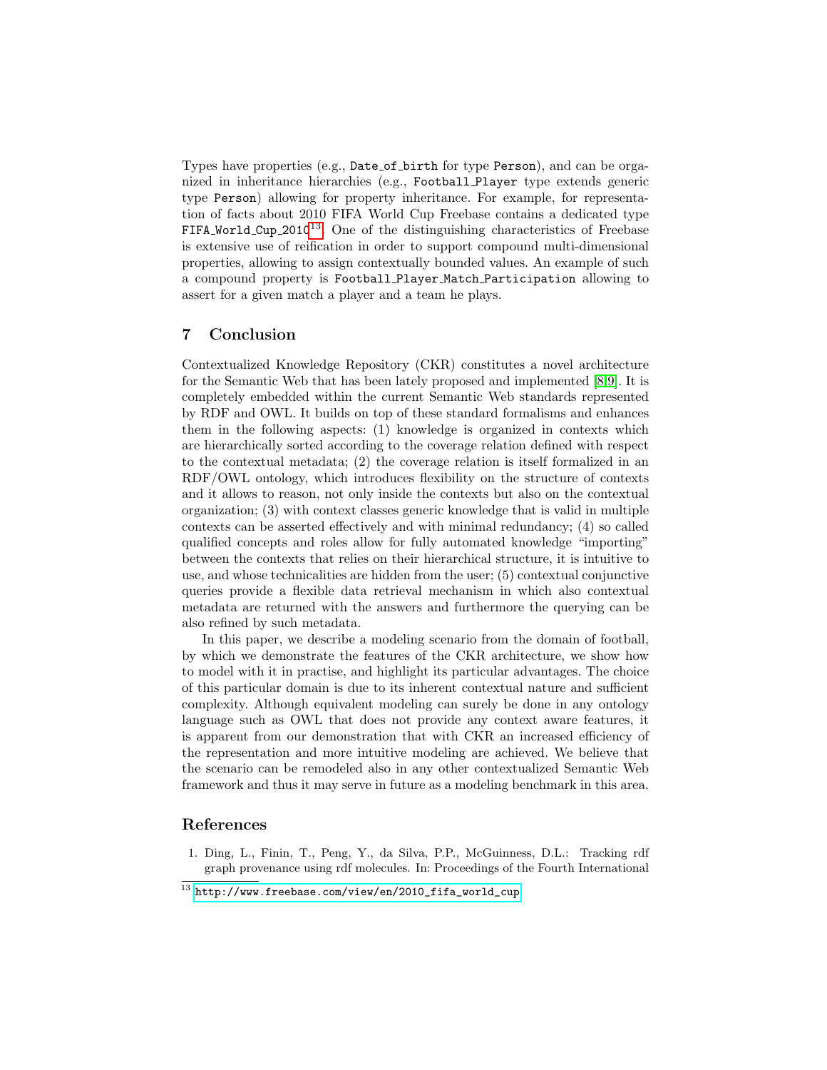Types have properties (e.g., `Date_of_birth` for type `Person`), and can be organized in inheritance hierarchies (e.g., `Football_Player` type extends generic type `Person`) allowing for property inheritance. For example, for representation of facts about 2010 FIFA World Cup Freebase contains a dedicated type `FIFA_World_Cup_2010`[13]. One of the distinguishing characteristics of Freebase is extensive use of reification in order to support compound multi-dimensional properties, allowing to assign contextually bounded values. An example of such a compound property is `Football_Player_Match_Participation` allowing to assert for a given match a player and a team he plays.

## 7 Conclusion

Contextualized Knowledge Repository (CKR) constitutes a novel architecture for the Semantic Web that has been lately proposed and implemented [8,9]. It is completely embedded within the current Semantic Web standards represented by RDF and OWL. It builds on top of these standard formalisms and enhances them in the following aspects: (1) knowledge is organized in contexts which are hierarchically sorted according to the coverage relation defined with respect to the contextual metadata; (2) the coverage relation is itself formalized in an RDF/OWL ontology, which introduces flexibility on the structure of contexts and it allows to reason, not only inside the contexts but also on the contextual organization; (3) with context classes generic knowledge that is valid in multiple contexts can be asserted effectively and with minimal redundancy; (4) so called qualified concepts and roles allow for fully automated knowledge "importing" between the contexts that relies on their hierarchical structure, it is intuitive to use, and whose technicalities are hidden from the user; (5) contextual conjunctive queries provide a flexible data retrieval mechanism in which also contextual metadata are returned with the answers and furthermore the querying can be also refined by such metadata.

In this paper, we describe a modeling scenario from the domain of football, by which we demonstrate the features of the CKR architecture, we show how to model with it in practise, and highlight its particular advantages. The choice of this particular domain is due to its inherent contextual nature and sufficient complexity. Although equivalent modeling can surely be done in any ontology language such as OWL that does not provide any context aware features, it is apparent from our demonstration that with CKR an increased efficiency of the representation and more intuitive modeling are achieved. We believe that the scenario can be remodeled also in any other contextualized Semantic Web framework and thus it may serve in future as a modeling benchmark in this area.

## References

1. Ding, L., Finin, T., Peng, Y., da Silva, P.P., McGuinness, D.L.: Tracking rdf graph provenance using rdf molecules. In: Proceedings of the Fourth International

[13] http://www.freebase.com/view/en/2010_fifa_world_cup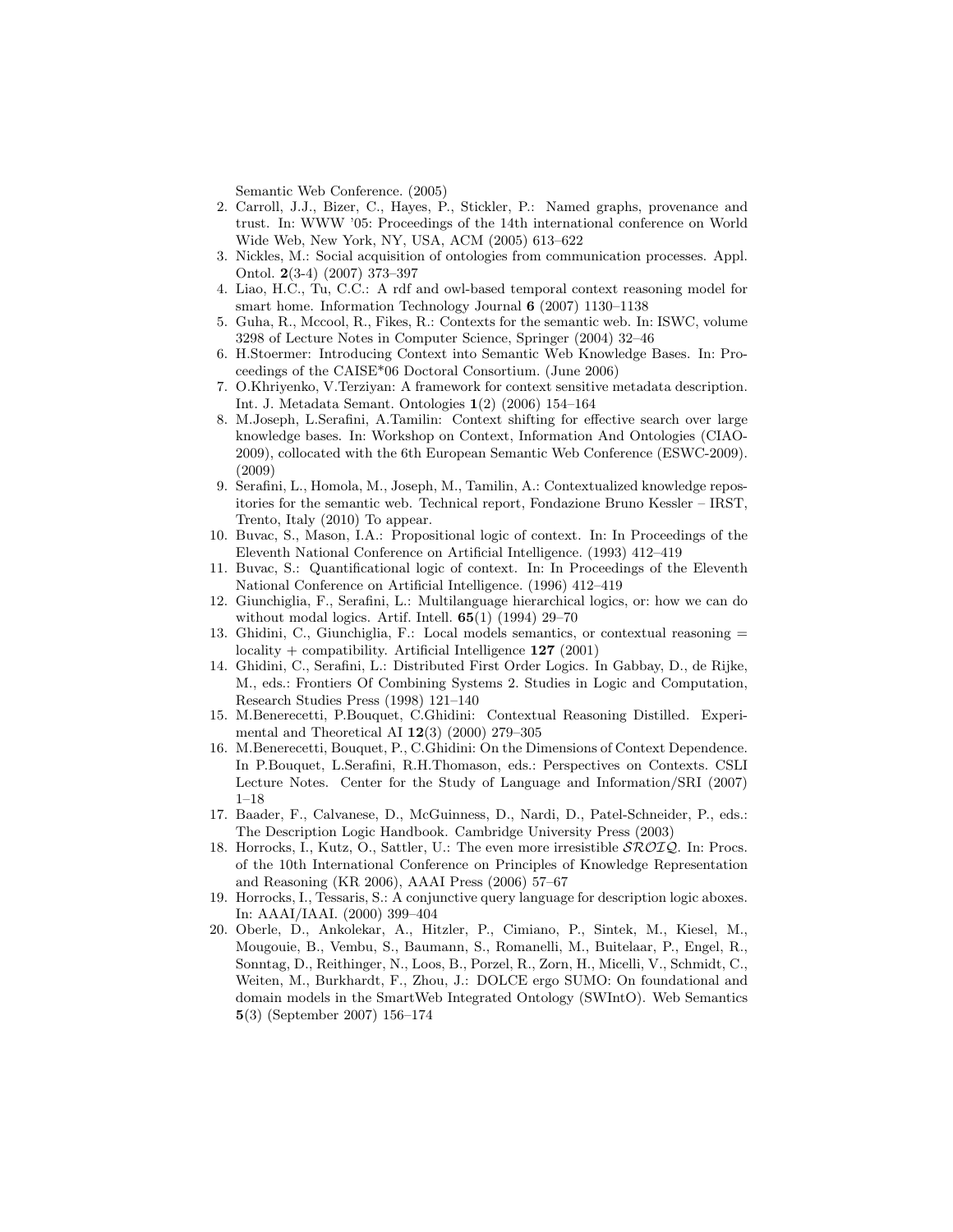Semantic Web Conference. (2005)

2. Carroll, J.J., Bizer, C., Hayes, P., Stickler, P.: Named graphs, provenance and trust. In: WWW '05: Proceedings of the 14th international conference on World Wide Web, New York, NY, USA, ACM (2005) 613–622
3. Nickles, M.: Social acquisition of ontologies from communication processes. Appl. Ontol. **2**(3-4) (2007) 373–397
4. Liao, H.C., Tu, C.C.: A rdf and owl-based temporal context reasoning model for smart home. Information Technology Journal **6** (2007) 1130–1138
5. Guha, R., Mccool, R., Fikes, R.: Contexts for the semantic web. In: ISWC, volume 3298 of Lecture Notes in Computer Science, Springer (2004) 32–46
6. H.Stoermer: Introducing Context into Semantic Web Knowledge Bases. In: Proceedings of the CAISE*06 Doctoral Consortium. (June 2006)
7. O.Khriyenko, V.Terziyan: A framework for context sensitive metadata description. Int. J. Metadata Semant. Ontologies **1**(2) (2006) 154–164
8. M.Joseph, L.Serafini, A.Tamilin: Context shifting for effective search over large knowledge bases. In: Workshop on Context, Information And Ontologies (CIAO-2009), collocated with the 6th European Semantic Web Conference (ESWC-2009). (2009)
9. Serafini, L., Homola, M., Joseph, M., Tamilin, A.: Contextualized knowledge repositories for the semantic web. Technical report, Fondazione Bruno Kessler – IRST, Trento, Italy (2010) To appear.
10. Buvac, S., Mason, I.A.: Propositional logic of context. In: In Proceedings of the Eleventh National Conference on Artificial Intelligence. (1993) 412–419
11. Buvac, S.: Quantificational logic of context. In: In Proceedings of the Eleventh National Conference on Artificial Intelligence. (1996) 412–419
12. Giunchiglia, F., Serafini, L.: Multilanguage hierarchical logics, or: how we can do without modal logics. Artif. Intell. **65**(1) (1994) 29–70
13. Ghidini, C., Giunchiglia, F.: Local models semantics, or contextual reasoning = locality + compatibility. Artificial Intelligence **127** (2001)
14. Ghidini, C., Serafini, L.: Distributed First Order Logics. In Gabbay, D., de Rijke, M., eds.: Frontiers Of Combining Systems 2. Studies in Logic and Computation, Research Studies Press (1998) 121–140
15. M.Benerecetti, P.Bouquet, C.Ghidini: Contextual Reasoning Distilled. Experimental and Theoretical AI **12**(3) (2000) 279–305
16. M.Benerecetti, Bouquet, P., C.Ghidini: On the Dimensions of Context Dependence. In P.Bouquet, L.Serafini, R.H.Thomason, eds.: Perspectives on Contexts. CSLI Lecture Notes. Center for the Study of Language and Information/SRI (2007) 1–18
17. Baader, F., Calvanese, D., McGuinness, D., Nardi, D., Patel-Schneider, P., eds.: The Description Logic Handbook. Cambridge University Press (2003)
18. Horrocks, I., Kutz, O., Sattler, U.: The even more irresistible $\mathcal{SROIQ}$. In: Procs. of the 10th International Conference on Principles of Knowledge Representation and Reasoning (KR 2006), AAAI Press (2006) 57–67
19. Horrocks, I., Tessaris, S.: A conjunctive query language for description logic aboxes. In: AAAI/IAAI. (2000) 399–404
20. Oberle, D., Ankolekar, A., Hitzler, P., Cimiano, P., Sintek, M., Kiesel, M., Mougouie, B., Vembu, S., Baumann, S., Romanelli, M., Buitelaar, P., Engel, R., Sonntag, D., Reithinger, N., Loos, B., Porzel, R., Zorn, H., Micelli, V., Schmidt, C., Weiten, M., Burkhardt, F., Zhou, J.: DOLCE ergo SUMO: On foundational and domain models in the SmartWeb Integrated Ontology (SWIntO). Web Semantics **5**(3) (September 2007) 156–174